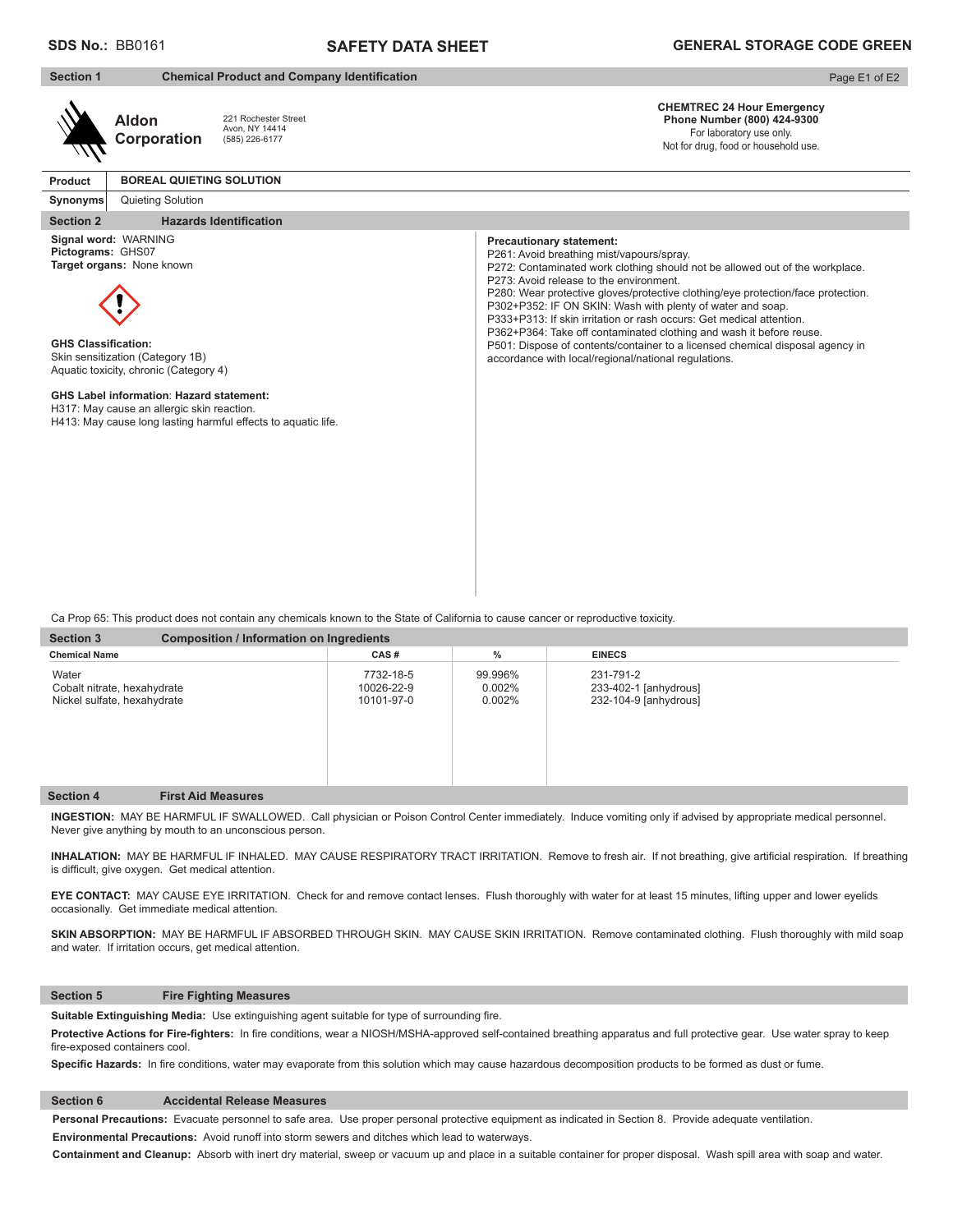**SDS No.:** BB0161

# SAFETY DATA SHEET

**GENERAL STORAGE CODE GREEN**

## Section 1 Chemical Product and Company Identification

**Aldon Corporation**
221 Rochester Street
Avon, NY 14414
(585) 226-6177

**CHEMTREC 24 Hour Emergency Phone Number (800) 424-9300**
For laboratory use only.
Not for drug, food or household use.

| **Product** | **BOREAL QUIETING SOLUTION** |
|---|---|
| **Synonyms** | Quieting Solution |

## Section 2 Hazards Identification

**Signal word:** WARNING
**Pictograms:** GHS07
**Target organs:** None known

**GHS Classification:**
Skin sensitization (Category 1B)
Aquatic toxicity, chronic (Category 4)

**GHS Label information**: **Hazard statement:**
H317: May cause an allergic skin reaction.
H413: May cause long lasting harmful effects to aquatic life.

**Precautionary statement:**
P261: Avoid breathing mist/vapours/spray.
P272: Contaminated work clothing should not be allowed out of the workplace.
P273: Avoid release to the environment.
P280: Wear protective gloves/protective clothing/eye protection/face protection.
P302+P352: IF ON SKIN: Wash with plenty of water and soap.
P333+P313: If skin irritation or rash occurs: Get medical attention.
P362+P364: Take off contaminated clothing and wash it before reuse.
P501: Dispose of contents/container to a licensed chemical disposal agency in accordance with local/regional/national regulations.

Ca Prop 65: This product does not contain any chemicals known to the State of California to cause cancer or reproductive toxicity.

## Section 3 Composition / Information on Ingredients

| Chemical Name | CAS # | % | EINECS |
|---|---|---|---|
| Water | 7732-18-5 | 99.996% | 231-791-2 |
| Cobalt nitrate, hexahydrate | 10026-22-9 | 0.002% | 233-402-1 [anhydrous] |
| Nickel sulfate, hexahydrate | 10101-97-0 | 0.002% | 232-104-9 [anhydrous] |

## Section 4 First Aid Measures

**INGESTION:** MAY BE HARMFUL IF SWALLOWED. Call physician or Poison Control Center immediately. Induce vomiting only if advised by appropriate medical personnel. Never give anything by mouth to an unconscious person.

**INHALATION:** MAY BE HARMFUL IF INHALED. MAY CAUSE RESPIRATORY TRACT IRRITATION. Remove to fresh air. If not breathing, give artificial respiration. If breathing is difficult, give oxygen. Get medical attention.

**EYE CONTACT:** MAY CAUSE EYE IRRITATION. Check for and remove contact lenses. Flush thoroughly with water for at least 15 minutes, lifting upper and lower eyelids occasionally. Get immediate medical attention.

**SKIN ABSORPTION:** MAY BE HARMFUL IF ABSORBED THROUGH SKIN. MAY CAUSE SKIN IRRITATION. Remove contaminated clothing. Flush thoroughly with mild soap and water. If irritation occurs, get medical attention.

## Section 5 Fire Fighting Measures

**Suitable Extinguishing Media:** Use extinguishing agent suitable for type of surrounding fire.

**Protective Actions for Fire-fighters:** In fire conditions, wear a NIOSH/MSHA-approved self-contained breathing apparatus and full protective gear. Use water spray to keep fire-exposed containers cool.

**Specific Hazards:** In fire conditions, water may evaporate from this solution which may cause hazardous decomposition products to be formed as dust or fume.

## Section 6 Accidental Release Measures

**Personal Precautions:** Evacuate personnel to safe area. Use proper personal protective equipment as indicated in Section 8. Provide adequate ventilation.

**Environmental Precautions:** Avoid runoff into storm sewers and ditches which lead to waterways.

**Containment and Cleanup:** Absorb with inert dry material, sweep or vacuum up and place in a suitable container for proper disposal. Wash spill area with soap and water.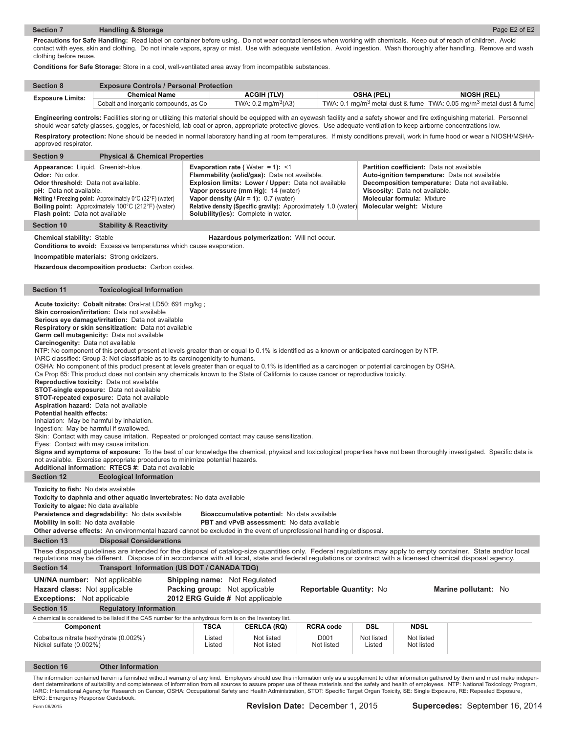## Section 7 Handling & Storage

**Precautions for Safe Handling:** Read label on container before using. Do not wear contact lenses when working with chemicals. Keep out of reach of children. Avoid contact with eyes, skin and clothing. Do not inhale vapors, spray or mist. Use with adequate ventilation. Avoid ingestion. Wash thoroughly after handling. Remove and wash clothing before reuse.

**Conditions for Safe Storage:** Store in a cool, well-ventilated area away from incompatible substances.

## Section 8 Exposure Controls / Personal Protection

| Exposure Limits: | Chemical Name | ACGIH (TLV) | OSHA (PEL) | NIOSH (REL) |
|---|---|---|---|---|
| | Cobalt and inorganic compounds, as Co | TWA: 0.2 $mg/m^3$(A3) | TWA: 0.1 $mg/m^3$ metal dust & fume | TWA: 0.05 $mg/m^3$ metal dust & fume |

**Engineering controls:** Facilities storing or utilizing this material should be equipped with an eyewash facility and a safety shower and fire extinguishing material. Personnel should wear safety glasses, goggles, or faceshield, lab coat or apron, appropriate protective gloves. Use adequate ventilation to keep airborne concentrations low.

**Respiratory protection:** None should be needed in normal laboratory handling at room temperatures. If misty conditions prevail, work in fume hood or wear a NIOSH/MSHA-approved respirator.

## Section 9 Physical & Chemical Properties

**Appearance:** Liquid. Greenish-blue.
**Odor:** No odor.
**Odor threshold:** Data not available.
**pH:** Data not available.
**Melting / Freezing point:** Approximately 0°C (32°F) (water)
**Boiling point:** Approximately 100°C (212°F) (water)
**Flash point:** Data not available

**Evaporation rate** ( Water **= 1):** <1
**Flammability (solid/gas):** Data not available.
**Explosion limits: Lower / Upper:** Data not available
**Vapor pressure (mm Hg):** 14 (water)
**Vapor density (Air = 1):** 0.7 (water)
**Relative density (Specific gravity):** Approximately 1.0 (water)
**Solubility(ies):** Complete in water.

**Partition coefficient:** Data not available
**Auto-ignition temperature:** Data not available
**Decomposition temperature:** Data not available.
**Viscosity:** Data not available.
**Molecular formula:** Mixture
**Molecular weight:** Mixture

## Section 10 Stability & Reactivity

**Chemical stability:** Stable

**Hazardous polymerization:** Will not occur.

**Conditions to avoid:** Excessive temperatures which cause evaporation.

**Incompatible materials:** Strong oxidizers.

**Hazardous decomposition products:** Carbon oxides.

## Section 11 Toxicological Information

**Acute toxicity: Cobalt nitrate:** Oral-rat LD50: 691 mg/kg ;
**Skin corrosion/irritation:** Data not available
**Serious eye damage/irritation:** Data not available
**Respiratory or skin sensitization:** Data not available
**Germ cell mutagenicity:** Data not available
**Carcinogenity:** Data not available
NTP: No component of this product present at levels greater than or equal to 0.1% is identified as a known or anticipated carcinogen by NTP.
IARC classified: Group 3: Not classifiable as to its carcinogenicity to humans.
OSHA: No component of this product present at levels greater than or equal to 0.1% is identified as a carcinogen or potential carcinogen by OSHA.
Ca Prop 65: This product does not contain any chemicals known to the State of California to cause cancer or reproductive toxicity.
**Reproductive toxicity:** Data not available
**STOT-single exposure:** Data not available
**STOT-repeated exposure:** Data not available
**Aspiration hazard:** Data not available
**Potential health effects:**
Inhalation: May be harmful by inhalation.
Ingestion: May be harmful if swallowed.
Skin: Contact with may cause irritation. Repeated or prolonged contact may cause sensitization.
Eyes: Contact with may cause irritation.
**Signs and symptoms of exposure:** To the best of our knowledge the chemical, physical and toxicological properties have not been thoroughly investigated. Specific data is not available. Exercise appropriate procedures to minimize potential hazards.
**Additional information: RTECS #:** Data not available

## Section 12 Ecological Information

**Toxicity to fish:** No data available
**Toxicity to daphnia and other aquatic invertebrates:** No data available
**Toxicity to algae:** No data available
**Persistence and degradability:** No data available
**Bioaccumulative potential:** No data available
**Mobility in soil:** No data available
**PBT and vPvB assessment:** No data available
**Other adverse effects:** An environmental hazard cannot be excluded in the event of unprofessional handling or disposal.

## Section 13 Disposal Considerations

These disposal guidelines are intended for the disposal of catalog-size quantities only. Federal regulations may apply to empty container. State and/or local regulations may be different. Dispose of in accordance with all local, state and federal regulations or contract with a licensed chemical disposal agency.

## Section 14 Transport Information (US DOT / CANADA TDG)

**UN/NA number:** Not applicable
**Hazard class:** Not applicable
**Exceptions:** Not applicable
**Shipping name:** Not Regulated
**Packing group:** Not applicable
**2012 ERG Guide #** Not applicable
**Reportable Quantity:** No
**Marine pollutant:** No

## Section 15 Regulatory Information

A chemical is considered to be listed if the CAS number for the anhydrous form is on the Inventory list.

| Component | TSCA | CERLCA (RQ) | RCRA code | DSL | NDSL |
|---|---|---|---|---|---|
| Cobaltous nitrate hexhydrate (0.002%) | Listed | Not listed | D001 | Not listed | Not listed |
| Nickel sulfate (0.002%) | Listed | Not listed | Not listed | Listed | Not listed |

## Section 16 Other Information

The information contained herein is furnished without warranty of any kind. Employers should use this information only as a supplement to other information gathered by them and must make independent determinations of suitability and completeness of information from all sources to assure proper use of these materials and the safety and health of employees. NTP: National Toxicology Program, IARC: International Agency for Research on Cancer, OSHA: Occupational Safety and Health Administration, STOT: Specific Target Organ Toxicity, SE: Single Exposure, RE: Repeated Exposure, ERG: Emergency Response Guidebook.

Form 06/2015

**Revision Date:** December 1, 2015 **Supercedes:** September 16, 2014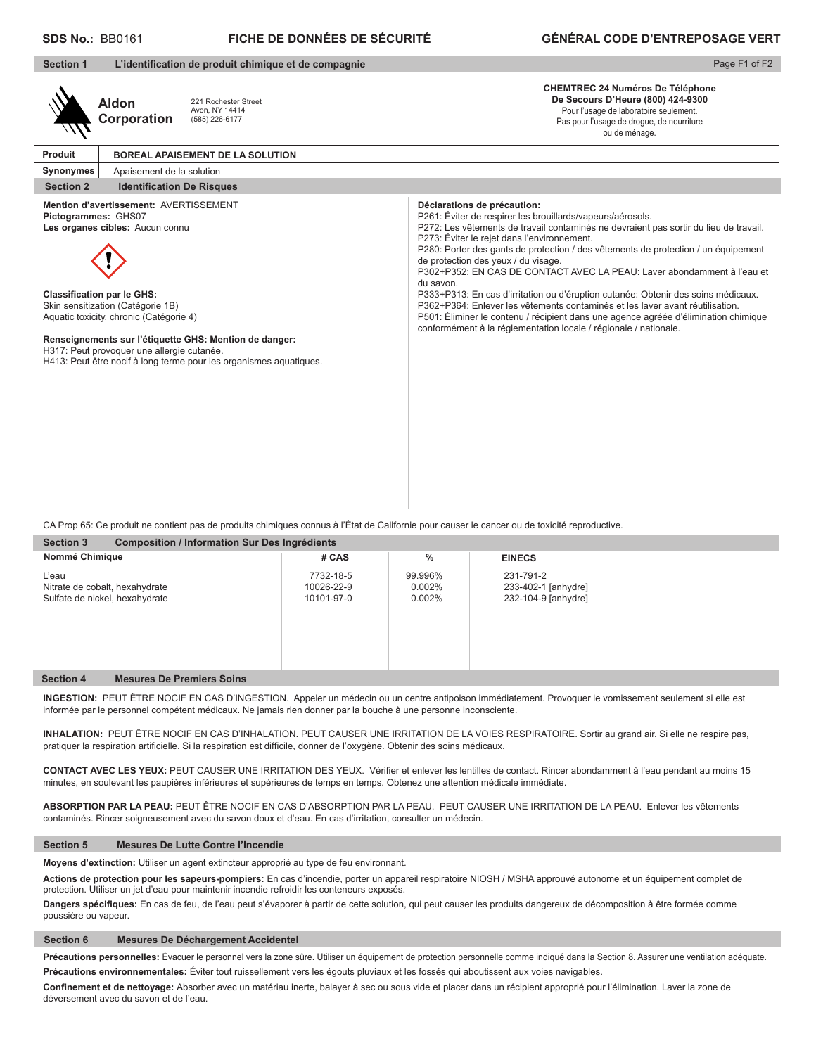**SDS No.:** BB0161 **FICHE DE DONNÉES DE SÉCURITÉ** **GÉNÉRAL CODE D'ENTREPOSAGE VERT**

## Section 1 L'identification de produit chimique et de compagnie

**Aldon Corporation**
221 Rochester Street
Avon, NY 14414
(585) 226-6177

**CHEMTREC 24 Numéros De Téléphone De Secours D'Heure (800) 424-9300**
Pour l'usage de laboratoire seulement.
Pas pour l'usage de drogue, de nourriture ou de ménage.

| Produit | BOREAL APAISEMENT DE LA SOLUTION |
|---|---|
| Synonymes | Apaisement de la solution |

## Section 2 Identification De Risques

**Mention d'avertissement:** AVERTISSEMENT
**Pictogrammes:** GHS07
**Les organes cibles:** Aucun connu

**Classification par le GHS:**
Skin sensitization (Catégorie 1B)
Aquatic toxicity, chronic (Catégorie 4)

**Renseignements sur l'étiquette GHS: Mention de danger:**
H317: Peut provoquer une allergie cutanée.
H413: Peut être nocif à long terme pour les organismes aquatiques.

**Déclarations de précaution:**
P261: Éviter de respirer les brouillards/vapeurs/aérosols.
P272: Les vêtements de travail contaminés ne devraient pas sortir du lieu de travail.
P273: Éviter le rejet dans l'environnement.
P280: Porter des gants de protection / des vêtements de protection / un équipement de protection des yeux / du visage.
P302+P352: EN CAS DE CONTACT AVEC LA PEAU: Laver abondamment à l'eau et du savon.
P333+P313: En cas d'irritation ou d'éruption cutanée: Obtenir des soins médicaux.
P362+P364: Enlever les vêtements contaminés et les laver avant réutilisation.
P501: Éliminer le contenu / récipient dans une agence agréée d'élimination chimique conformément à la réglementation locale / régionale / nationale.

CA Prop 65: Ce produit ne contient pas de produits chimiques connus à l'État de Californie pour causer le cancer ou de toxicité reproductive.

## Section 3 Composition / Information Sur Des Ingrédients

| Nommé Chimique | # CAS | % | EINECS |
|---|---|---|---|
| L'eau | 7732-18-5 | 99.996% | 231-791-2 |
| Nitrate de cobalt, hexahydrate | 10026-22-9 | 0.002% | 233-402-1 [anhydre] |
| Sulfate de nickel, hexahydrate | 10101-97-0 | 0.002% | 232-104-9 [anhydre] |

## Section 4 Mesures De Premiers Soins

**INGESTION:** PEUT ÊTRE NOCIF EN CAS D'INGESTION. Appeler un médecin ou un centre antipoison immédiatement. Provoquer le vomissement seulement si elle est informée par le personnel compétent médicaux. Ne jamais rien donner par la bouche à une personne inconsciente.

**INHALATION:** PEUT ÊTRE NOCIF EN CAS D'INHALATION. PEUT CAUSER UNE IRRITATION DE LA VOIES RESPIRATOIRE. Sortir au grand air. Si elle ne respire pas, pratiquer la respiration artificielle. Si la respiration est difficile, donner de l'oxygène. Obtenir des soins médicaux.

**CONTACT AVEC LES YEUX:** PEUT CAUSER UNE IRRITATION DES YEUX. Vérifier et enlever les lentilles de contact. Rincer abondamment à l'eau pendant au moins 15 minutes, en soulevant les paupières inférieures et supérieures de temps en temps. Obtenez une attention médicale immédiate.

**ABSORPTION PAR LA PEAU:** PEUT ÊTRE NOCIF EN CAS D'ABSORPTION PAR LA PEAU. PEUT CAUSER UNE IRRITATION DE LA PEAU. Enlever les vêtements contaminés. Rincer soigneusement avec du savon doux et d'eau. En cas d'irritation, consulter un médecin.

## Section 5 Mesures De Lutte Contre l'Incendie

**Moyens d'extinction:** Utiliser un agent extincteur approprié au type de feu environnant.

**Actions de protection pour les sapeurs-pompiers:** En cas d'incendie, porter un appareil respiratoire NIOSH / MSHA approuvé autonome et un équipement complet de protection. Utiliser un jet d'eau pour maintenir incendie refroidir les conteneurs exposés.

**Dangers spécifiques:** En cas de feu, de l'eau peut s'évaporer à partir de cette solution, qui peut causer les produits dangereux de décomposition à être formée comme poussière ou vapeur.

## Section 6 Mesures De Déchargement Accidentel

**Précautions personnelles:** Évacuer le personnel vers la zone sûre. Utiliser un équipement de protection personnelle comme indiqué dans la Section 8. Assurer une ventilation adéquate.

**Précautions environnementales:** Éviter tout ruissellement vers les égouts pluviaux et les fossés qui aboutissent aux voies navigables.

**Confinement et de nettoyage:** Absorber avec un matériau inerte, balayer à sec ou sous vide et placer dans un récipient approprié pour l'élimination. Laver la zone de déversement avec du savon et de l'eau.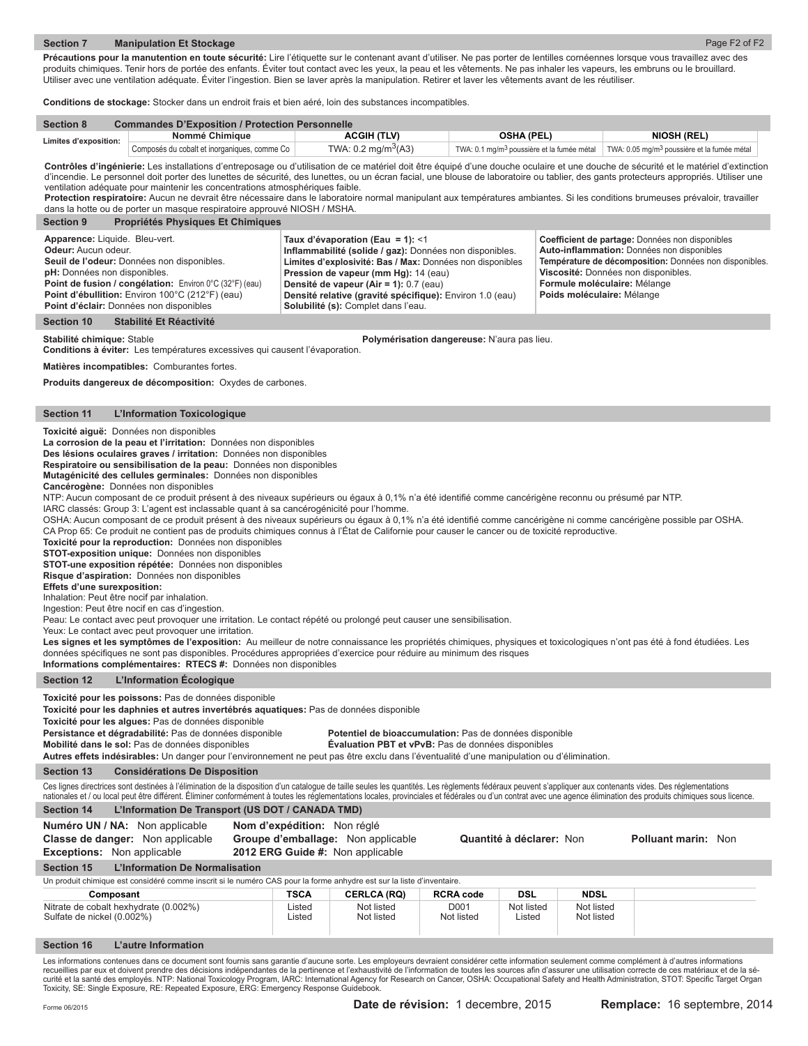## Section 7 Manipulation Et Stockage

**Précautions pour la manutention en toute sécurité:** Lire l'étiquette sur le contenant avant d'utiliser. Ne pas porter de lentilles cornéennes lorsque vous travaillez avec des produits chimiques. Tenir hors de portée des enfants. Éviter tout contact avec les yeux, la peau et les vêtements. Ne pas inhaler les vapeurs, les embruns ou le brouillard. Utiliser avec une ventilation adéquate. Éviter l'ingestion. Bien se laver après la manipulation. Retirer et laver les vêtements avant de les réutiliser.

**Conditions de stockage:** Stocker dans un endroit frais et bien aéré, loin des substances incompatibles.

## Section 8 Commandes D'Exposition / Protection Personnelle

| | Nommé Chimique | ACGIH (TLV) | OSHA (PEL) | NIOSH (REL) |
|---|---|---|---|---|
| Limites d'exposition: | Composés du cobalt et inorganiques, comme Co | TWA: 0.2 $mg/m^3$(A3) | TWA: 0.1 $mg/m^3$ poussière et la fumée métal | TWA: 0.05 $mg/m^3$ poussière et la fumée métal |

**Contrôles d'ingénierie:** Les installations d'entreposage ou d'utilisation de ce matériel doit être équipé d'une douche oculaire et une douche de sécurité et le matériel d'extinction d'incendie. Le personnel doit porter des lunettes de sécurité, des lunettes, ou un écran facial, une blouse de laboratoire ou tablier, des gants protecteurs appropriés. Utiliser une ventilation adéquate pour maintenir les concentrations atmosphériques faible.
**Protection respiratoire:** Aucun ne devrait être nécessaire dans le laboratoire normal manipulant aux températures ambiantes. Si les conditions brumeuses prévaloir, travailler dans la hotte ou de porter un masque respiratoire approuvé NIOSH / MSHA.

## Section 9 Propriétés Physiques Et Chimiques

**Apparence:** Liquide. Bleu-vert.
**Odeur:** Aucun odeur.
**Seuil de l'odeur:** Données non disponibles.
**pH:** Données non disponibles.
**Point de fusion / congélation:** Environ 0°C (32°F) (eau)
**Point d'ébullition:** Environ 100°C (212°F) (eau)
**Point d'éclair:** Données non disponibles

**Taux d'évaporation (Eau = 1):** <1
**Inflammabilité (solide / gaz):** Données non disponibles.
**Limites d'explosivité: Bas / Max:** Données non disponibles
**Pression de vapeur (mm Hg):** 14 (eau)
**Densité de vapeur (Air = 1):** 0.7 (eau)
**Densité relative (gravité spécifique):** Environ 1.0 (eau)
**Solubilité (s):** Complet dans l'eau.

**Coefficient de partage:** Données non disponibles
**Auto-inflammation:** Données non disponibles
**Température de décomposition:** Données non disponibles.
**Viscosité:** Données non disponibles.
**Formule moléculaire:** Mélange
**Poids moléculaire:** Mélange

## Section 10 Stabilité Et Réactivité

**Stabilité chimique:** Stable
**Polymérisation dangereuse:** N'aura pas lieu.
**Conditions à éviter:** Les températures excessives qui causent l'évaporation.

**Matières incompatibles:** Comburantes fortes.

**Produits dangereux de décomposition:** Oxydes de carbones.

## Section 11 L'Information Toxicologique

**Toxicité aiguë:** Données non disponibles
**La corrosion de la peau et l'irritation:** Données non disponibles
**Des lésions oculaires graves / irritation:** Données non disponibles
**Respiratoire ou sensibilisation de la peau:** Données non disponibles
**Mutagénicité des cellules germinales:** Données non disponibles
**Cancérogène:** Données non disponibles
NTP: Aucun composant de ce produit présent à des niveaux supérieurs ou égaux à 0,1% n'a été identifié comme cancérigène reconnu ou présumé par NTP.
IARC classés: Group 3: L'agent est inclassable quant à sa cancérogénicité pour l'homme.
OSHA: Aucun composant de ce produit présent à des niveaux supérieurs ou égaux à 0,1% n'a été identifié comme cancérigène ni comme cancérigène possible par OSHA.
CA Prop 65: Ce produit ne contient pas de produits chimiques connus à l'État de Californie pour causer le cancer ou de toxicité reproductive.
**Toxicité pour la reproduction:** Données non disponibles
**STOT-exposition unique:** Données non disponibles
**STOT-une exposition répétée:** Données non disponibles
**Risque d'aspiration:** Données non disponibles
**Effets d'une surexposition:**
Inhalation: Peut être nocif par inhalation.
Ingestion: Peut être nocif en cas d'ingestion.
Peau: Le contact avec peut provoquer une irritation. Le contact répété ou prolongé peut causer une sensibilisation.
Yeux: Le contact avec peut provoquer une irritation.
**Les signes et les symptômes de l'exposition:** Au meilleur de notre connaissance les propriétés chimiques, physiques et toxicologiques n'ont pas été à fond étudiées. Les données spécifiques ne sont pas disponibles. Procédures appropriées d'exercice pour réduire au minimum des risques
**Informations complémentaires: RTECS #:** Données non disponibles

## Section 12 L'Information Écologique

**Toxicité pour les poissons:** Pas de données disponible
**Toxicité pour les daphnies et autres invertébrés aquatiques:** Pas de données disponible
**Toxicité pour les algues:** Pas de données disponible
**Persistance et dégradabilité:** Pas de données disponible
**Potentiel de bioaccumulation:** Pas de données disponible
**Mobilité dans le sol:** Pas de données disponibles
**Évaluation PBT et vPvB:** Pas de données disponibles
**Autres effets indésirables:** Un danger pour l'environnement ne peut pas être exclu dans l'éventualité d'une manipulation ou d'élimination.

## Section 13 Considérations De Disposition

Ces lignes directrices sont destinées à l'élimination de la disposition d'un catalogue de taille seules les quantités. Les règlements fédéraux peuvent s'appliquer aux contenants vides. Des réglementations nationales et / ou local peut être différent. Éliminer conformément à toutes les réglementations locales, provinciales et fédérales ou d'un contrat avec une agence élimination des produits chimiques sous licence.

## Section 14 L'Information De Transport (US DOT / CANADA TMD)

**Numéro UN / NA:** Non applicable
**Nom d'expédition:** Non réglé
**Classe de danger:** Non applicable
**Groupe d'emballage:** Non applicable
**Quantité à déclarer:** Non
**Polluant marin:** Non
**Exceptions:** Non applicable
**2012 ERG Guide #:** Non applicable

## Section 15 L'Information De Normalisation

Un produit chimique est considéré comme inscrit si le numéro CAS pour la forme anhydre est sur la liste d'inventaire.

| Composant | TSCA | CERLCA (RQ) | RCRA code | DSL | NDSL |
|---|---|---|---|---|---|
| Nitrate de cobalt hexhydrate (0.002%) | Listed | Not listed | D001 | Not listed | Not listed |
| Sulfate de nickel (0.002%) | Listed | Not listed | Not listed | Listed | Not listed |

## Section 16 L'autre Information

Les informations contenues dans ce document sont fournis sans garantie d'aucune sorte. Les employeurs devraient considérer cette information seulement comme complément à d'autres informations recueillies par eux et doivent prendre des décisions indépendantes de la pertinence et l'exhaustivité de l'information de toutes les sources afin d'assurer une utilisation correcte de ces matériaux et de la sécurité et la santé des employés. NTP: National Toxicology Program, IARC: International Agency for Research on Cancer, OSHA: Occupational Safety and Health Administration, STOT: Specific Target Organ Toxicity, SE: Single Exposure, RE: Repeated Exposure, ERG: Emergency Response Guidebook.

Forme 06/2015

**Date de révision:** 1 decembre, 2015 **Remplace:** 16 septembre, 2014